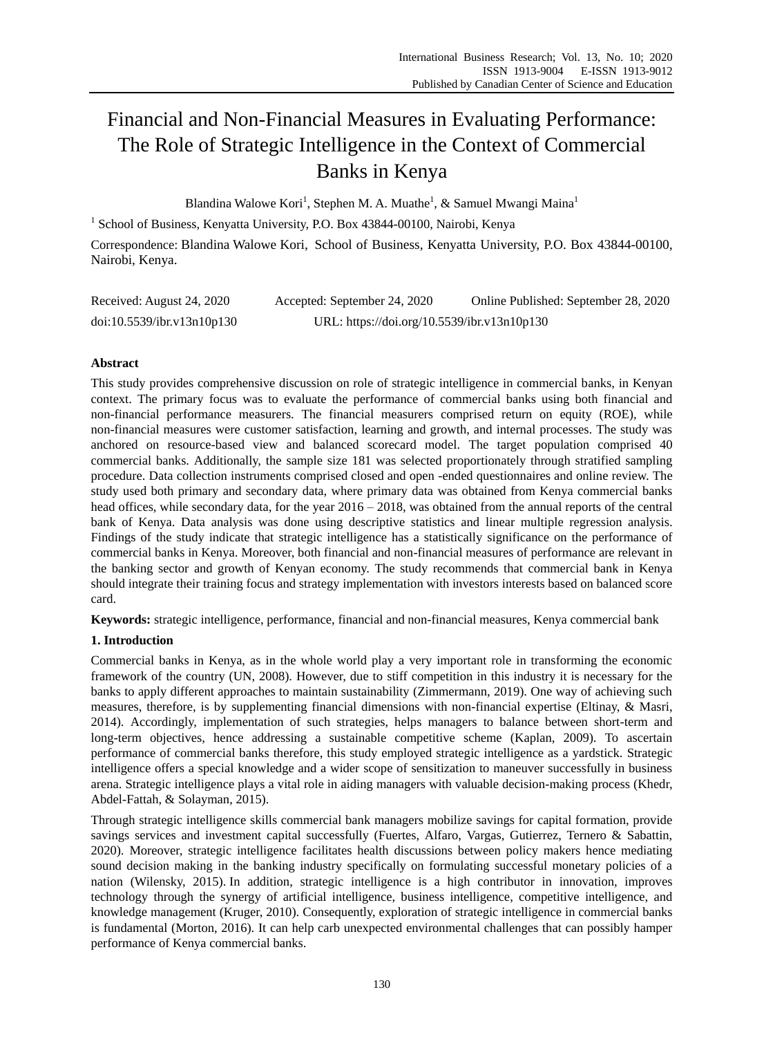# Financial and Non-Financial Measures in Evaluating Performance: The Role of Strategic Intelligence in the Context of Commercial Banks in Kenya

Blandina Walowe Kori[1], Stephen M. A. Muathe[1], & Samuel Mwangi Maina[1]

[1] School of Business, Kenyatta University, P.O. Box 43844-00100, Nairobi, Kenya

Correspondence: Blandina Walowe Kori, School of Business, Kenyatta University, P.O. Box 43844-00100, Nairobi, Kenya.

Received: August 24, 2020 Accepted: September 24, 2020 Online Published: September 28, 2020

doi:10.5539/ibr.v13n10p130 URL: https://doi.org/10.5539/ibr.v13n10p130

## Abstract

This study provides comprehensive discussion on role of strategic intelligence in commercial banks, in Kenyan context. The primary focus was to evaluate the performance of commercial banks using both financial and non-financial performance measurers. The financial measurers comprised return on equity (ROE), while non-financial measures were customer satisfaction, learning and growth, and internal processes. The study was anchored on resource-based view and balanced scorecard model. The target population comprised 40 commercial banks. Additionally, the sample size 181 was selected proportionately through stratified sampling procedure. Data collection instruments comprised closed and open -ended questionnaires and online review. The study used both primary and secondary data, where primary data was obtained from Kenya commercial banks head offices, while secondary data, for the year 2016 – 2018, was obtained from the annual reports of the central bank of Kenya. Data analysis was done using descriptive statistics and linear multiple regression analysis. Findings of the study indicate that strategic intelligence has a statistically significance on the performance of commercial banks in Kenya. Moreover, both financial and non-financial measures of performance are relevant in the banking sector and growth of Kenyan economy. The study recommends that commercial bank in Kenya should integrate their training focus and strategy implementation with investors interests based on balanced score card.

**Keywords:** strategic intelligence, performance, financial and non-financial measures, Kenya commercial bank

## 1. Introduction

Commercial banks in Kenya, as in the whole world play a very important role in transforming the economic framework of the country (UN, 2008). However, due to stiff competition in this industry it is necessary for the banks to apply different approaches to maintain sustainability (Zimmermann, 2019). One way of achieving such measures, therefore, is by supplementing financial dimensions with non-financial expertise (Eltinay, & Masri, 2014). Accordingly, implementation of such strategies, helps managers to balance between short-term and long-term objectives, hence addressing a sustainable competitive scheme (Kaplan, 2009). To ascertain performance of commercial banks therefore, this study employed strategic intelligence as a yardstick. Strategic intelligence offers a special knowledge and a wider scope of sensitization to maneuver successfully in business arena. Strategic intelligence plays a vital role in aiding managers with valuable decision-making process (Khedr, Abdel-Fattah, & Solayman, 2015).

Through strategic intelligence skills commercial bank managers mobilize savings for capital formation, provide savings services and investment capital successfully (Fuertes, Alfaro, Vargas, Gutierrez, Ternero & Sabattin, 2020). Moreover, strategic intelligence facilitates health discussions between policy makers hence mediating sound decision making in the banking industry specifically on formulating successful monetary policies of a nation (Wilensky, 2015). In addition, strategic intelligence is a high contributor in innovation, improves technology through the synergy of artificial intelligence, business intelligence, competitive intelligence, and knowledge management (Kruger, 2010). Consequently, exploration of strategic intelligence in commercial banks is fundamental (Morton, 2016). It can help carb unexpected environmental challenges that can possibly hamper performance of Kenya commercial banks.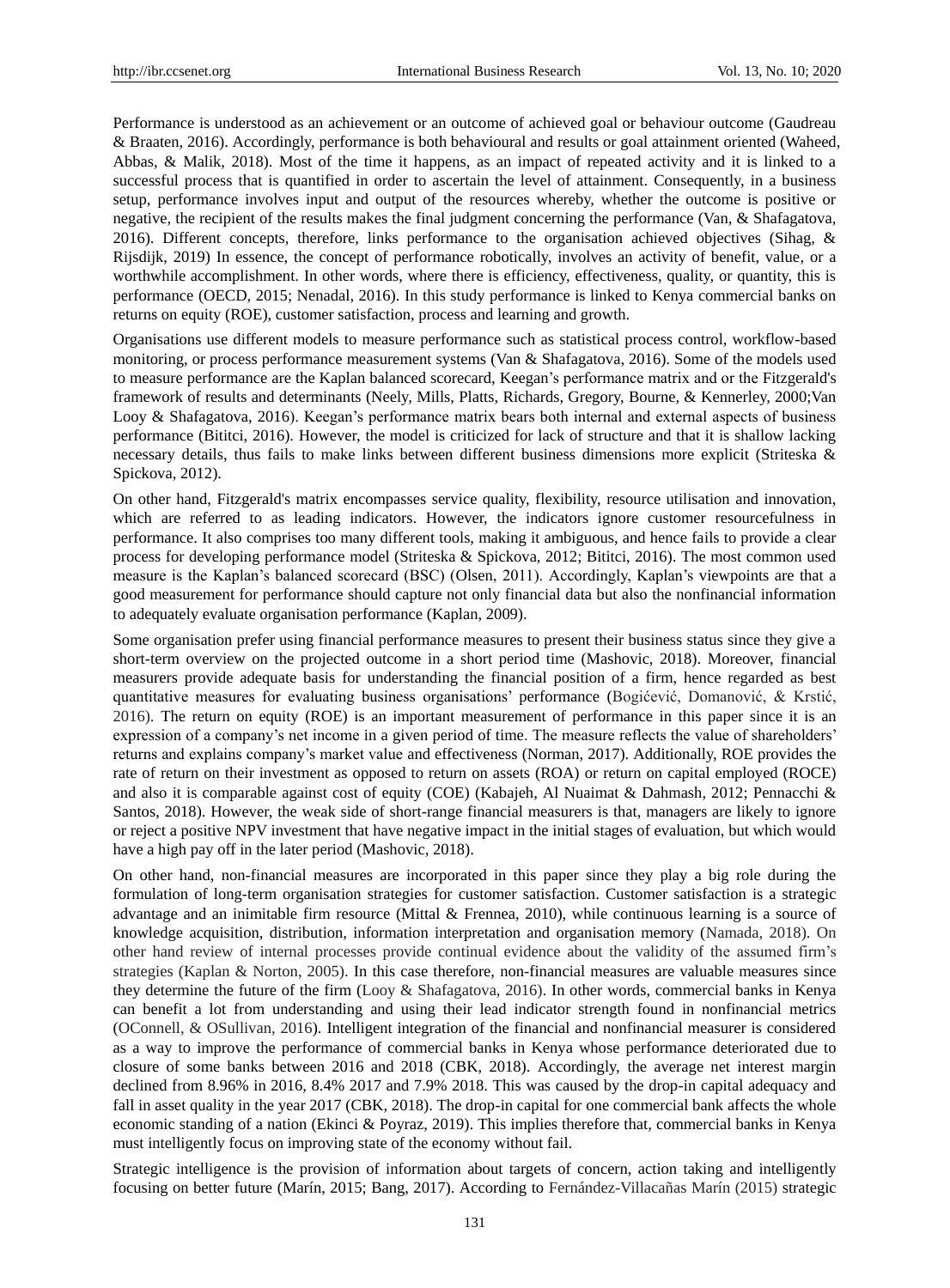Performance is understood as an achievement or an outcome of achieved goal or behaviour outcome (Gaudreau & Braaten, 2016). Accordingly, performance is both behavioural and results or goal attainment oriented (Waheed, Abbas, & Malik, 2018). Most of the time it happens, as an impact of repeated activity and it is linked to a successful process that is quantified in order to ascertain the level of attainment. Consequently, in a business setup, performance involves input and output of the resources whereby, whether the outcome is positive or negative, the recipient of the results makes the final judgment concerning the performance (Van, & Shafagatova, 2016). Different concepts, therefore, links performance to the organisation achieved objectives (Sihag, & Rijsdijk, 2019) In essence, the concept of performance robotically, involves an activity of benefit, value, or a worthwhile accomplishment. In other words, where there is efficiency, effectiveness, quality, or quantity, this is performance (OECD, 2015; Nenadal, 2016). In this study performance is linked to Kenya commercial banks on returns on equity (ROE), customer satisfaction, process and learning and growth.

Organisations use different models to measure performance such as statistical process control, workflow-based monitoring, or process performance measurement systems (Van & Shafagatova, 2016). Some of the models used to measure performance are the Kaplan balanced scorecard, Keegan's performance matrix and or the Fitzgerald's framework of results and determinants (Neely, Mills, Platts, Richards, Gregory, Bourne, & Kennerley, 2000;Van Looy & Shafagatova, 2016). Keegan's performance matrix bears both internal and external aspects of business performance (Bititci, 2016). However, the model is criticized for lack of structure and that it is shallow lacking necessary details, thus fails to make links between different business dimensions more explicit (Striteska & Spickova, 2012).

On other hand, Fitzgerald's matrix encompasses service quality, flexibility, resource utilisation and innovation, which are referred to as leading indicators. However, the indicators ignore customer resourcefulness in performance. It also comprises too many different tools, making it ambiguous, and hence fails to provide a clear process for developing performance model (Striteska & Spickova, 2012; Bititci, 2016). The most common used measure is the Kaplan's balanced scorecard (BSC) (Olsen, 2011). Accordingly, Kaplan's viewpoints are that a good measurement for performance should capture not only financial data but also the nonfinancial information to adequately evaluate organisation performance (Kaplan, 2009).

Some organisation prefer using financial performance measures to present their business status since they give a short-term overview on the projected outcome in a short period time (Mashovic, 2018). Moreover, financial measurers provide adequate basis for understanding the financial position of a firm, hence regarded as best quantitative measures for evaluating business organisations' performance (Bogićević, Domanović, & Krstić, 2016). The return on equity (ROE) is an important measurement of performance in this paper since it is an expression of a company's net income in a given period of time. The measure reflects the value of shareholders' returns and explains company's market value and effectiveness (Norman, 2017). Additionally, ROE provides the rate of return on their investment as opposed to return on assets (ROA) or return on capital employed (ROCE) and also it is comparable against cost of equity (COE) (Kabajeh, Al Nuaimat & Dahmash, 2012; Pennacchi & Santos, 2018). However, the weak side of short-range financial measurers is that, managers are likely to ignore or reject a positive NPV investment that have negative impact in the initial stages of evaluation, but which would have a high pay off in the later period (Mashovic, 2018).

On other hand, non-financial measures are incorporated in this paper since they play a big role during the formulation of long-term organisation strategies for customer satisfaction. Customer satisfaction is a strategic advantage and an inimitable firm resource (Mittal & Frennea, 2010), while continuous learning is a source of knowledge acquisition, distribution, information interpretation and organisation memory (Namada, 2018). On other hand review of internal processes provide continual evidence about the validity of the assumed firm's strategies (Kaplan & Norton, 2005). In this case therefore, non-financial measures are valuable measures since they determine the future of the firm (Looy & Shafagatova, 2016). In other words, commercial banks in Kenya can benefit a lot from understanding and using their lead indicator strength found in nonfinancial metrics (OConnell, & OSullivan, 2016). Intelligent integration of the financial and nonfinancial measurer is considered as a way to improve the performance of commercial banks in Kenya whose performance deteriorated due to closure of some banks between 2016 and 2018 (CBK, 2018). Accordingly, the average net interest margin declined from 8.96% in 2016, 8.4% 2017 and 7.9% 2018. This was caused by the drop-in capital adequacy and fall in asset quality in the year 2017 (CBK, 2018). The drop-in capital for one commercial bank affects the whole economic standing of a nation (Ekinci & Poyraz, 2019). This implies therefore that, commercial banks in Kenya must intelligently focus on improving state of the economy without fail.

Strategic intelligence is the provision of information about targets of concern, action taking and intelligently focusing on better future (Marín, 2015; Bang, 2017). According to Fernández-Villacañas Marín (2015) strategic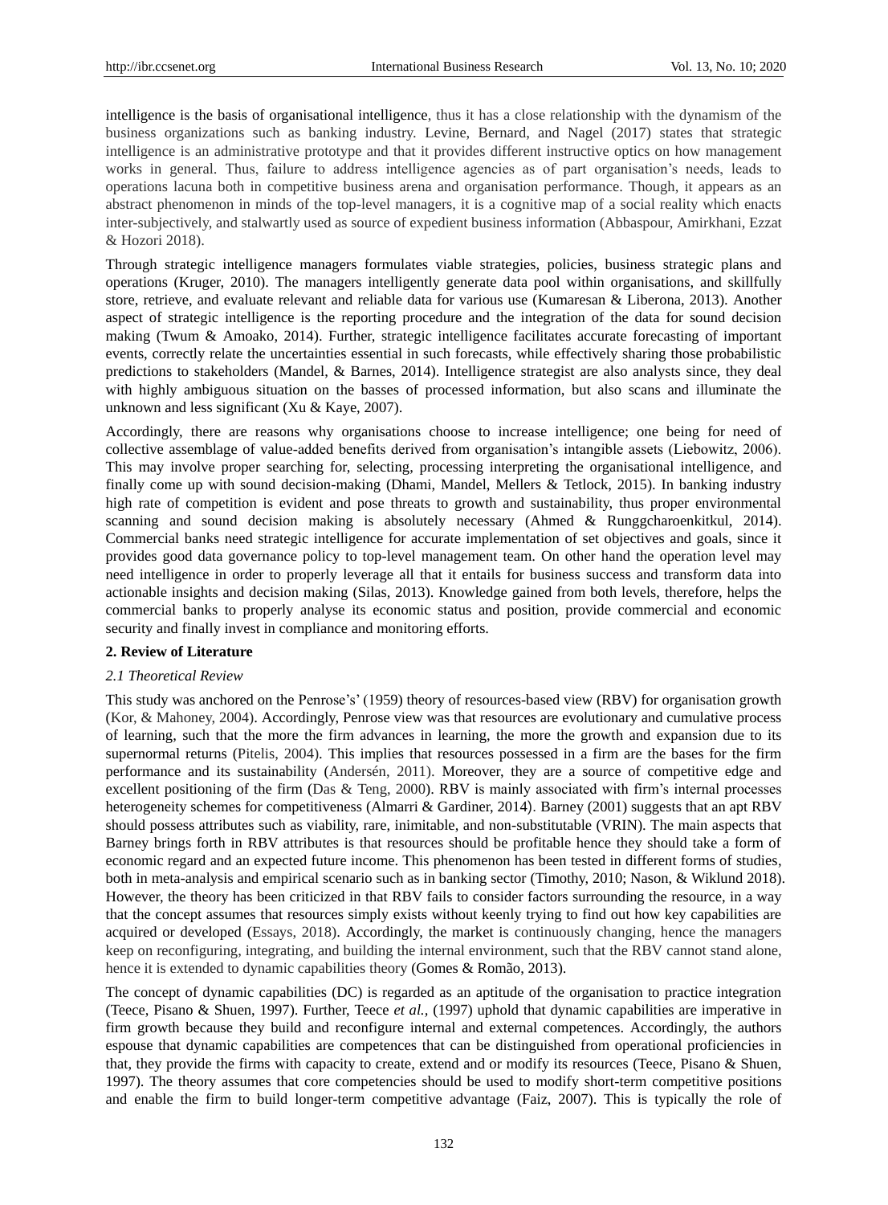intelligence is the basis of organisational intelligence, thus it has a close relationship with the dynamism of the business organizations such as banking industry. Levine, Bernard, and Nagel (2017) states that strategic intelligence is an administrative prototype and that it provides different instructive optics on how management works in general. Thus, failure to address intelligence agencies as of part organisation's needs, leads to operations lacuna both in competitive business arena and organisation performance. Though, it appears as an abstract phenomenon in minds of the top-level managers, it is a cognitive map of a social reality which enacts inter-subjectively, and stalwartly used as source of expedient business information (Abbaspour, Amirkhani, Ezzat & Hozori 2018).

Through strategic intelligence managers formulates viable strategies, policies, business strategic plans and operations (Kruger, 2010). The managers intelligently generate data pool within organisations, and skillfully store, retrieve, and evaluate relevant and reliable data for various use (Kumaresan & Liberona, 2013). Another aspect of strategic intelligence is the reporting procedure and the integration of the data for sound decision making (Twum & Amoako, 2014). Further, strategic intelligence facilitates accurate forecasting of important events, correctly relate the uncertainties essential in such forecasts, while effectively sharing those probabilistic predictions to stakeholders (Mandel, & Barnes, 2014). Intelligence strategist are also analysts since, they deal with highly ambiguous situation on the basses of processed information, but also scans and illuminate the unknown and less significant (Xu & Kaye, 2007).

Accordingly, there are reasons why organisations choose to increase intelligence; one being for need of collective assemblage of value-added benefits derived from organisation's intangible assets (Liebowitz, 2006). This may involve proper searching for, selecting, processing interpreting the organisational intelligence, and finally come up with sound decision-making (Dhami, Mandel, Mellers & Tetlock, 2015). In banking industry high rate of competition is evident and pose threats to growth and sustainability, thus proper environmental scanning and sound decision making is absolutely necessary (Ahmed & Runggcharoenkitkul, 2014). Commercial banks need strategic intelligence for accurate implementation of set objectives and goals, since it provides good data governance policy to top-level management team. On other hand the operation level may need intelligence in order to properly leverage all that it entails for business success and transform data into actionable insights and decision making (Silas, 2013). Knowledge gained from both levels, therefore, helps the commercial banks to properly analyse its economic status and position, provide commercial and economic security and finally invest in compliance and monitoring efforts.

## 2. Review of Literature

### *2.1 Theoretical Review*

This study was anchored on the Penrose's' (1959) theory of resources-based view (RBV) for organisation growth (Kor, & Mahoney, 2004). Accordingly, Penrose view was that resources are evolutionary and cumulative process of learning, such that the more the firm advances in learning, the more the growth and expansion due to its supernormal returns (Pitelis, 2004). This implies that resources possessed in a firm are the bases for the firm performance and its sustainability (Andersén, 2011). Moreover, they are a source of competitive edge and excellent positioning of the firm (Das & Teng, 2000). RBV is mainly associated with firm's internal processes heterogeneity schemes for competitiveness (Almarri & Gardiner, 2014). Barney (2001) suggests that an apt RBV should possess attributes such as viability, rare, inimitable, and non-substitutable (VRIN). The main aspects that Barney brings forth in RBV attributes is that resources should be profitable hence they should take a form of economic regard and an expected future income. This phenomenon has been tested in different forms of studies, both in meta-analysis and empirical scenario such as in banking sector (Timothy, 2010; Nason, & Wiklund 2018). However, the theory has been criticized in that RBV fails to consider factors surrounding the resource, in a way that the concept assumes that resources simply exists without keenly trying to find out how key capabilities are acquired or developed (Essays, 2018). Accordingly, the market is continuously changing, hence the managers keep on reconfiguring, integrating, and building the internal environment, such that the RBV cannot stand alone, hence it is extended to dynamic capabilities theory (Gomes & Romão, 2013).

The concept of dynamic capabilities (DC) is regarded as an aptitude of the organisation to practice integration (Teece, Pisano & Shuen, 1997). Further, Teece *et al.,* (1997) uphold that dynamic capabilities are imperative in firm growth because they build and reconfigure internal and external competences. Accordingly, the authors espouse that dynamic capabilities are competences that can be distinguished from operational proficiencies in that, they provide the firms with capacity to create, extend and or modify its resources (Teece, Pisano & Shuen, 1997). The theory assumes that core competencies should be used to modify short-term competitive positions and enable the firm to build longer-term competitive advantage (Faiz, 2007). This is typically the role of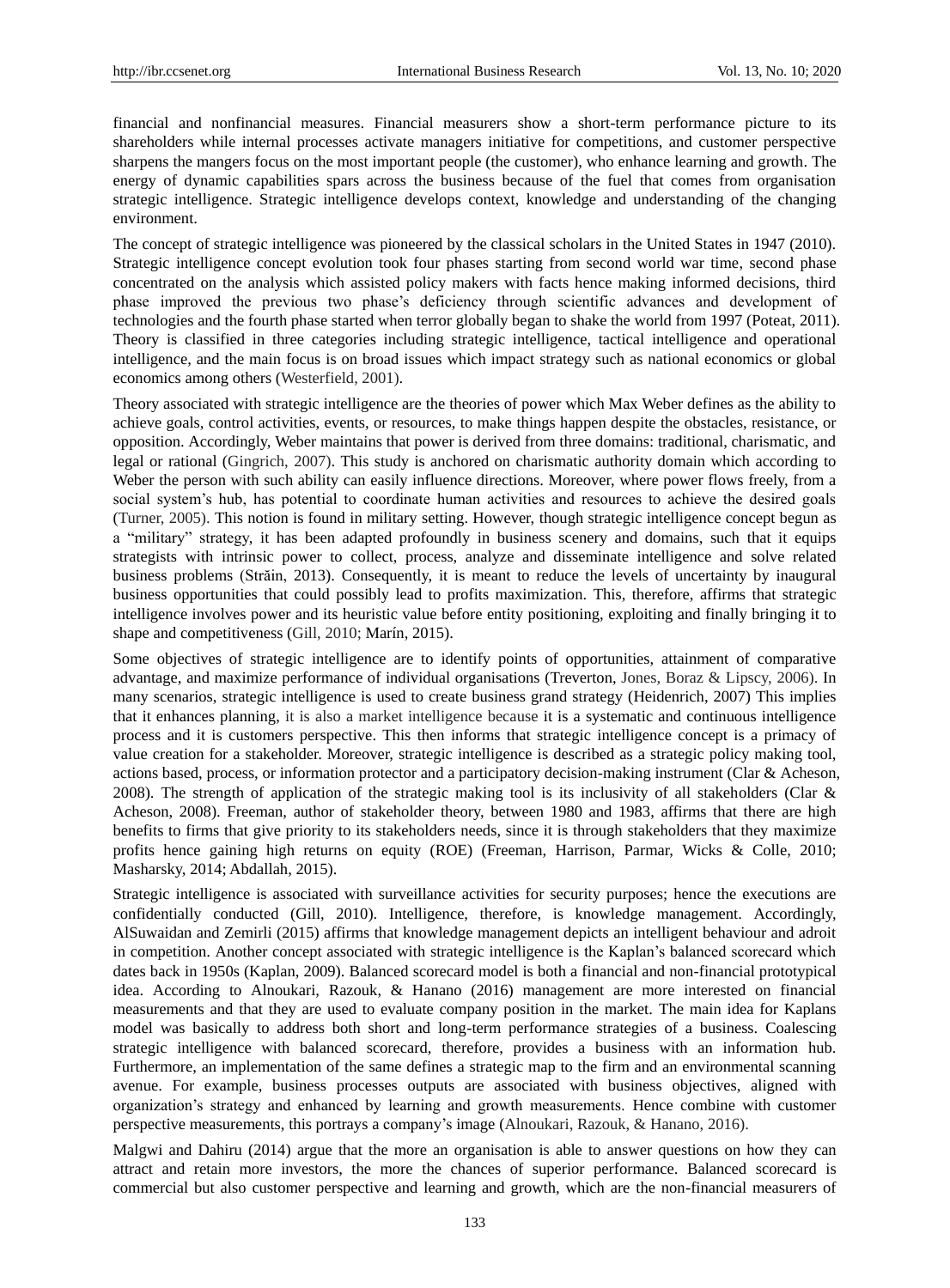financial and nonfinancial measures. Financial measurers show a short-term performance picture to its shareholders while internal processes activate managers initiative for competitions, and customer perspective sharpens the mangers focus on the most important people (the customer), who enhance learning and growth. The energy of dynamic capabilities spars across the business because of the fuel that comes from organisation strategic intelligence. Strategic intelligence develops context, knowledge and understanding of the changing environment.

The concept of strategic intelligence was pioneered by the classical scholars in the United States in 1947 (2010). Strategic intelligence concept evolution took four phases starting from second world war time, second phase concentrated on the analysis which assisted policy makers with facts hence making informed decisions, third phase improved the previous two phase's deficiency through scientific advances and development of technologies and the fourth phase started when terror globally began to shake the world from 1997 (Poteat, 2011). Theory is classified in three categories including strategic intelligence, tactical intelligence and operational intelligence, and the main focus is on broad issues which impact strategy such as national economics or global economics among others (Westerfield, 2001).

Theory associated with strategic intelligence are the theories of power which Max Weber defines as the ability to achieve goals, control activities, events, or resources, to make things happen despite the obstacles, resistance, or opposition. Accordingly, Weber maintains that power is derived from three domains: traditional, charismatic, and legal or rational (Gingrich, 2007). This study is anchored on charismatic authority domain which according to Weber the person with such ability can easily influence directions. Moreover, where power flows freely, from a social system's hub, has potential to coordinate human activities and resources to achieve the desired goals (Turner, 2005). This notion is found in military setting. However, though strategic intelligence concept begun as a "military" strategy, it has been adapted profoundly in business scenery and domains, such that it equips strategists with intrinsic power to collect, process, analyze and disseminate intelligence and solve related business problems (Străin, 2013). Consequently, it is meant to reduce the levels of uncertainty by inaugural business opportunities that could possibly lead to profits maximization. This, therefore, affirms that strategic intelligence involves power and its heuristic value before entity positioning, exploiting and finally bringing it to shape and competitiveness (Gill, 2010; Marín, 2015).

Some objectives of strategic intelligence are to identify points of opportunities, attainment of comparative advantage, and maximize performance of individual organisations (Treverton, Jones, Boraz & Lipscy, 2006). In many scenarios, strategic intelligence is used to create business grand strategy (Heidenrich, 2007) This implies that it enhances planning, it is also a market intelligence because it is a systematic and continuous intelligence process and it is customers perspective. This then informs that strategic intelligence concept is a primacy of value creation for a stakeholder. Moreover, strategic intelligence is described as a strategic policy making tool, actions based, process, or information protector and a participatory decision-making instrument (Clar & Acheson, 2008). The strength of application of the strategic making tool is its inclusivity of all stakeholders (Clar & Acheson, 2008). Freeman, author of stakeholder theory, between 1980 and 1983, affirms that there are high benefits to firms that give priority to its stakeholders needs, since it is through stakeholders that they maximize profits hence gaining high returns on equity (ROE) (Freeman, Harrison, Parmar, Wicks & Colle, 2010; Masharsky, 2014; Abdallah, 2015).

Strategic intelligence is associated with surveillance activities for security purposes; hence the executions are confidentially conducted (Gill, 2010). Intelligence, therefore, is knowledge management. Accordingly, AlSuwaidan and Zemirli (2015) affirms that knowledge management depicts an intelligent behaviour and adroit in competition. Another concept associated with strategic intelligence is the Kaplan's balanced scorecard which dates back in 1950s (Kaplan, 2009). Balanced scorecard model is both a financial and non-financial prototypical idea. According to Alnoukari, Razouk, & Hanano (2016) management are more interested on financial measurements and that they are used to evaluate company position in the market. The main idea for Kaplans model was basically to address both short and long-term performance strategies of a business. Coalescing strategic intelligence with balanced scorecard, therefore, provides a business with an information hub. Furthermore, an implementation of the same defines a strategic map to the firm and an environmental scanning avenue. For example, business processes outputs are associated with business objectives, aligned with organization's strategy and enhanced by learning and growth measurements. Hence combine with customer perspective measurements, this portrays a company's image (Alnoukari, Razouk, & Hanano, 2016).

Malgwi and Dahiru (2014) argue that the more an organisation is able to answer questions on how they can attract and retain more investors, the more the chances of superior performance. Balanced scorecard is commercial but also customer perspective and learning and growth, which are the non-financial measurers of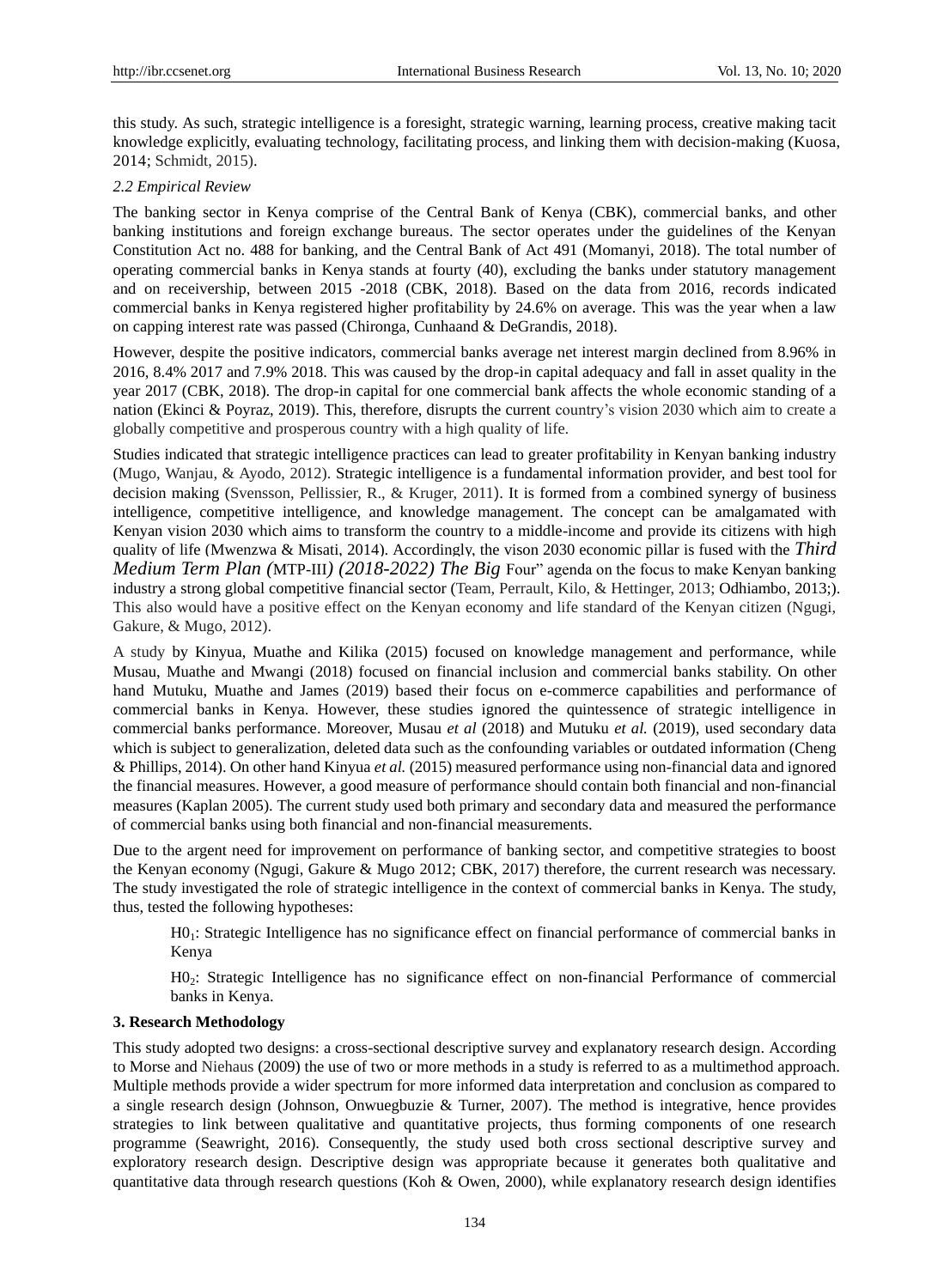this study. As such, strategic intelligence is a foresight, strategic warning, learning process, creative making tacit knowledge explicitly, evaluating technology, facilitating process, and linking them with decision-making (Kuosa, 2014; Schmidt, 2015).

### *2.2 Empirical Review*

The banking sector in Kenya comprise of the Central Bank of Kenya (CBK), commercial banks, and other banking institutions and foreign exchange bureaus. The sector operates under the guidelines of the Kenyan Constitution Act no. 488 for banking, and the Central Bank of Act 491 (Momanyi, 2018). The total number of operating commercial banks in Kenya stands at fourty (40), excluding the banks under statutory management and on receivership, between 2015 -2018 (CBK, 2018). Based on the data from 2016, records indicated commercial banks in Kenya registered higher profitability by 24.6% on average. This was the year when a law on capping interest rate was passed (Chironga, Cunhaand & DeGrandis, 2018).

However, despite the positive indicators, commercial banks average net interest margin declined from 8.96% in 2016, 8.4% 2017 and 7.9% 2018. This was caused by the drop-in capital adequacy and fall in asset quality in the year 2017 (CBK, 2018). The drop-in capital for one commercial bank affects the whole economic standing of a nation (Ekinci & Poyraz, 2019). This, therefore, disrupts the current country's vision 2030 which aim to create a globally competitive and prosperous country with a high quality of life.

Studies indicated that strategic intelligence practices can lead to greater profitability in Kenyan banking industry (Mugo, Wanjau, & Ayodo, 2012). Strategic intelligence is a fundamental information provider, and best tool for decision making (Svensson, Pellissier, R., & Kruger, 2011). It is formed from a combined synergy of business intelligence, competitive intelligence, and knowledge management. The concept can be amalgamated with Kenyan vision 2030 which aims to transform the country to a middle-income and provide its citizens with high quality of life (Mwenzwa & Misati, 2014). Accordingly, the vison 2030 economic pillar is fused with the *Third Medium Term Plan (*MTP-III*) (2018-2022) The Big* Four" agenda on the focus to make Kenyan banking industry a strong global competitive financial sector (Team, Perrault, Kilo, & Hettinger, 2013; Odhiambo, 2013;). This also would have a positive effect on the Kenyan economy and life standard of the Kenyan citizen (Ngugi, Gakure, & Mugo, 2012).

A study by Kinyua, Muathe and Kilika (2015) focused on knowledge management and performance, while Musau, Muathe and Mwangi (2018) focused on financial inclusion and commercial banks stability. On other hand Mutuku, Muathe and James (2019) based their focus on e-commerce capabilities and performance of commercial banks in Kenya. However, these studies ignored the quintessence of strategic intelligence in commercial banks performance. Moreover, Musau *et al* (2018) and Mutuku *et al.* (2019), used secondary data which is subject to generalization, deleted data such as the confounding variables or outdated information (Cheng & Phillips, 2014). On other hand Kinyua *et al.* (2015) measured performance using non-financial data and ignored the financial measures. However, a good measure of performance should contain both financial and non-financial measures (Kaplan 2005). The current study used both primary and secondary data and measured the performance of commercial banks using both financial and non-financial measurements.

Due to the argent need for improvement on performance of banking sector, and competitive strategies to boost the Kenyan economy (Ngugi, Gakure & Mugo 2012; CBK, 2017) therefore, the current research was necessary. The study investigated the role of strategic intelligence in the context of commercial banks in Kenya. The study, thus, tested the following hypotheses:

> $H0_1$: Strategic Intelligence has no significance effect on financial performance of commercial banks in Kenya
>
> $H0_2$: Strategic Intelligence has no significance effect on non-financial Performance of commercial banks in Kenya.

## 3. Research Methodology

This study adopted two designs: a cross-sectional descriptive survey and explanatory research design. According to Morse and Niehaus (2009) the use of two or more methods in a study is referred to as a multimethod approach. Multiple methods provide a wider spectrum for more informed data interpretation and conclusion as compared to a single research design (Johnson, Onwuegbuzie & Turner, 2007). The method is integrative, hence provides strategies to link between qualitative and quantitative projects, thus forming components of one research programme (Seawright, 2016). Consequently, the study used both cross sectional descriptive survey and exploratory research design. Descriptive design was appropriate because it generates both qualitative and quantitative data through research questions (Koh & Owen, 2000), while explanatory research design identifies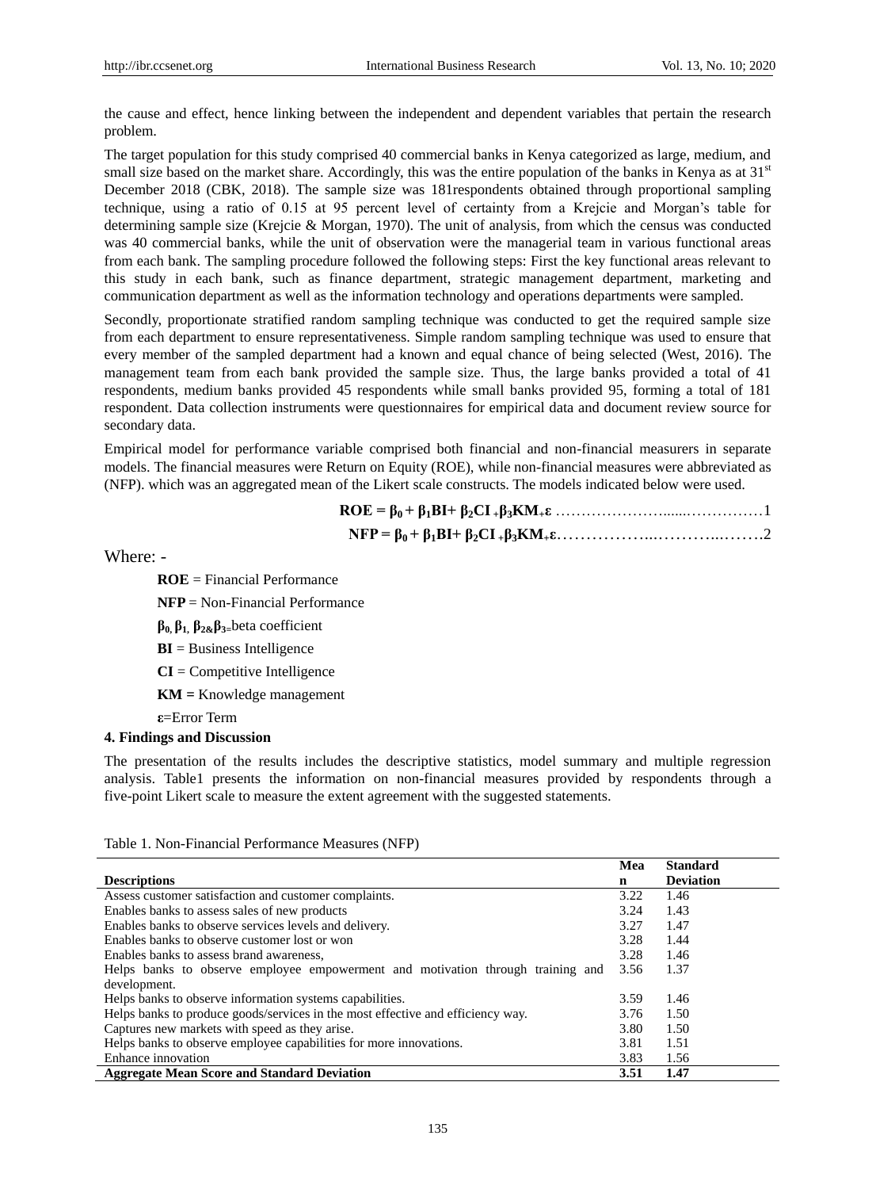the cause and effect, hence linking between the independent and dependent variables that pertain the research problem.

The target population for this study comprised 40 commercial banks in Kenya categorized as large, medium, and small size based on the market share. Accordingly, this was the entire population of the banks in Kenya as at 31st December 2018 (CBK, 2018). The sample size was 181respondents obtained through proportional sampling technique, using a ratio of 0.15 at 95 percent level of certainty from a Krejcie and Morgan's table for determining sample size (Krejcie & Morgan, 1970). The unit of analysis, from which the census was conducted was 40 commercial banks, while the unit of observation were the managerial team in various functional areas from each bank. The sampling procedure followed the following steps: First the key functional areas relevant to this study in each bank, such as finance department, strategic management department, marketing and communication department as well as the information technology and operations departments were sampled.

Secondly, proportionate stratified random sampling technique was conducted to get the required sample size from each department to ensure representativeness. Simple random sampling technique was used to ensure that every member of the sampled department had a known and equal chance of being selected (West, 2016). The management team from each bank provided the sample size. Thus, the large banks provided a total of 41 respondents, medium banks provided 45 respondents while small banks provided 95, forming a total of 181 respondent. Data collection instruments were questionnaires for empirical data and document review source for secondary data.

Empirical model for performance variable comprised both financial and non-financial measurers in separate models. The financial measures were Return on Equity (ROE), while non-financial measures were abbreviated as (NFP). which was an aggregated mean of the Likert scale constructs. The models indicated below were used.

$$ROE = \beta_0 + \beta_1 BI + \beta_2 CI + \beta_3 KM + \varepsilon \quad \ldots\ldots\ldots\ldots 1$$

$$NFP = \beta_0 + \beta_1 BI + \beta_2 CI + \beta_3 KM + \varepsilon \quad \ldots\ldots\ldots\ldots 2$$

Where: -

**ROE** = Financial Performance

**NFP** = Non-Financial Performance

$\beta_0, \beta_1, \beta_2 \& \beta_3$ = beta coefficient

**BI** = Business Intelligence

**CI** = Competitive Intelligence

**KM** = Knowledge management

$\varepsilon$ = Error Term

## 4. Findings and Discussion

The presentation of the results includes the descriptive statistics, model summary and multiple regression analysis. Table1 presents the information on non-financial measures provided by respondents through a five-point Likert scale to measure the extent agreement with the suggested statements.

Table 1. Non-Financial Performance Measures (NFP)

| Descriptions | Mean | Standard Deviation |
|---|---|---|
| Assess customer satisfaction and customer complaints. | 3.22 | 1.46 |
| Enables banks to assess sales of new products | 3.24 | 1.43 |
| Enables banks to observe services levels and delivery. | 3.27 | 1.47 |
| Enables banks to observe customer lost or won | 3.28 | 1.44 |
| Enables banks to assess brand awareness, | 3.28 | 1.46 |
| Helps banks to observe employee empowerment and motivation through training and development. | 3.56 | 1.37 |
| Helps banks to observe information systems capabilities. | 3.59 | 1.46 |
| Helps banks to produce goods/services in the most effective and efficiency way. | 3.76 | 1.50 |
| Captures new markets with speed as they arise. | 3.80 | 1.50 |
| Helps banks to observe employee capabilities for more innovations. | 3.81 | 1.51 |
| Enhance innovation | 3.83 | 1.56 |
| **Aggregate Mean Score and Standard Deviation** | **3.51** | **1.47** |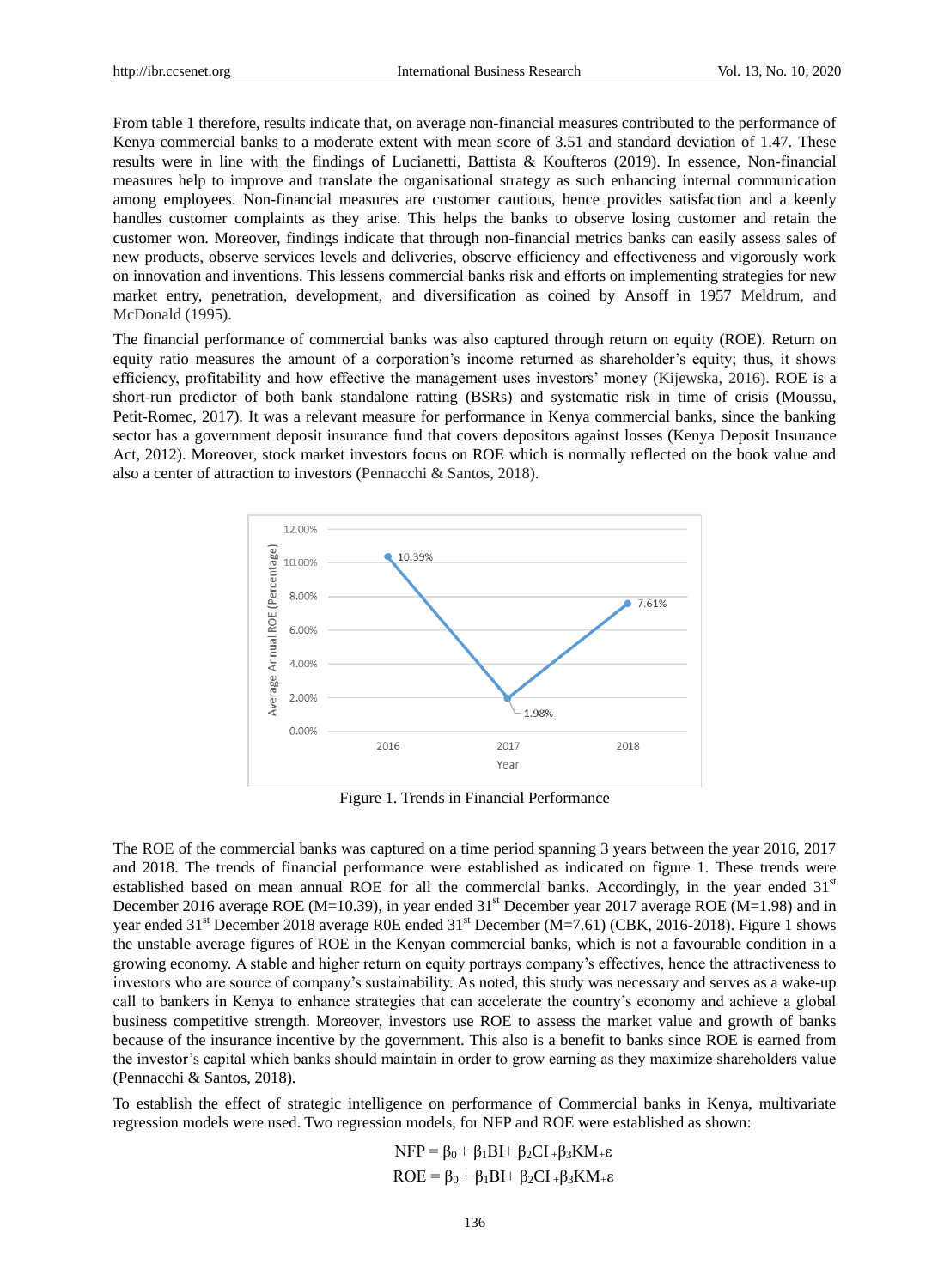From table 1 therefore, results indicate that, on average non-financial measures contributed to the performance of Kenya commercial banks to a moderate extent with mean score of 3.51 and standard deviation of 1.47. These results were in line with the findings of Lucianetti, Battista & Koufteros (2019). In essence, Non-financial measures help to improve and translate the organisational strategy as such enhancing internal communication among employees. Non-financial measures are customer cautious, hence provides satisfaction and a keenly handles customer complaints as they arise. This helps the banks to observe losing customer and retain the customer won. Moreover, findings indicate that through non-financial metrics banks can easily assess sales of new products, observe services levels and deliveries, observe efficiency and effectiveness and vigorously work on innovation and inventions. This lessens commercial banks risk and efforts on implementing strategies for new market entry, penetration, development, and diversification as coined by Ansoff in 1957 Meldrum, and McDonald (1995).

The financial performance of commercial banks was also captured through return on equity (ROE). Return on equity ratio measures the amount of a corporation's income returned as shareholder's equity; thus, it shows efficiency, profitability and how effective the management uses investors' money (Kijewska, 2016). ROE is a short-run predictor of both bank standalone ratting (BSRs) and systematic risk in time of crisis (Moussu, Petit-Romec, 2017). It was a relevant measure for performance in Kenya commercial banks, since the banking sector has a government deposit insurance fund that covers depositors against losses (Kenya Deposit Insurance Act, 2012). Moreover, stock market investors focus on ROE which is normally reflected on the book value and also a center of attraction to investors (Pennacchi & Santos, 2018).

Figure 1. Trends in Financial Performance

The ROE of the commercial banks was captured on a time period spanning 3 years between the year 2016, 2017 and 2018. The trends of financial performance were established as indicated on figure 1. These trends were established based on mean annual ROE for all the commercial banks. Accordingly, in the year ended 31st December 2016 average ROE (M=10.39), in year ended 31st December year 2017 average ROE (M=1.98) and in year ended 31st December 2018 average R0E ended 31st December (M=7.61) (CBK, 2016-2018). Figure 1 shows the unstable average figures of ROE in the Kenyan commercial banks, which is not a favourable condition in a growing economy. A stable and higher return on equity portrays company's effectives, hence the attractiveness to investors who are source of company's sustainability. As noted, this study was necessary and serves as a wake-up call to bankers in Kenya to enhance strategies that can accelerate the country's economy and achieve a global business competitive strength. Moreover, investors use ROE to assess the market value and growth of banks because of the insurance incentive by the government. This also is a benefit to banks since ROE is earned from the investor's capital which banks should maintain in order to grow earning as they maximize shareholders value (Pennacchi & Santos, 2018).

To establish the effect of strategic intelligence on performance of Commercial banks in Kenya, multivariate regression models were used. Two regression models, for NFP and ROE were established as shown:

$$NFP = \beta_0 + \beta_1 BI + \beta_2 CI + \beta_3 KM + \varepsilon$$

$$ROE = \beta_0 + \beta_1 BI + \beta_2 CI + \beta_3 KM + \varepsilon$$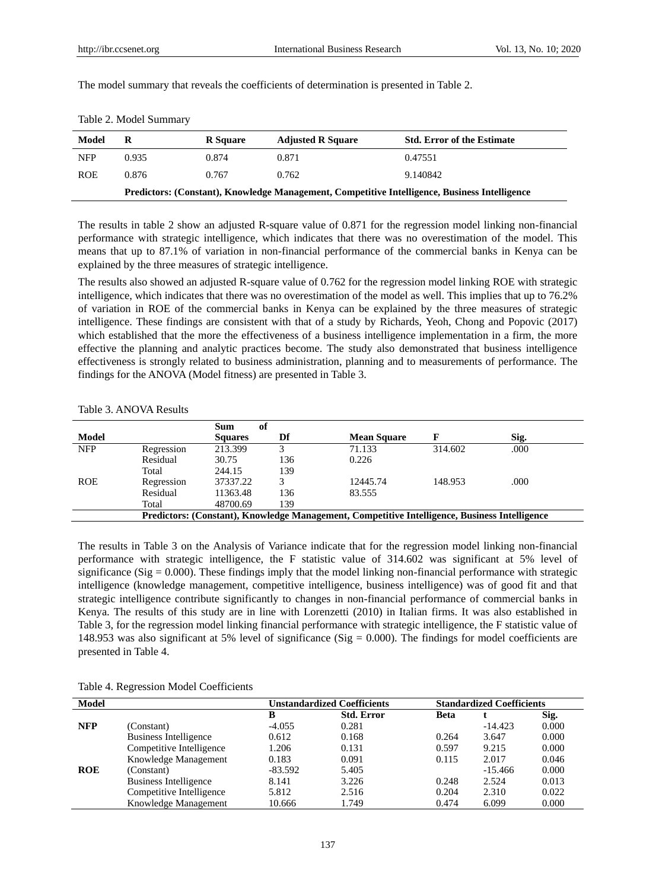The model summary that reveals the coefficients of determination is presented in Table 2.

Table 2. Model Summary

| Model | R | R Square | Adjusted R Square | Std. Error of the Estimate |
|---|---|---|---|---|
| NFP | 0.935 | 0.874 | 0.871 | 0.47551 |
| ROE | 0.876 | 0.767 | 0.762 | 9.140842 |

**Predictors: (Constant), Knowledge Management, Competitive Intelligence, Business Intelligence**

The results in table 2 show an adjusted R-square value of 0.871 for the regression model linking non-financial performance with strategic intelligence, which indicates that there was no overestimation of the model. This means that up to 87.1% of variation in non-financial performance of the commercial banks in Kenya can be explained by the three measures of strategic intelligence.

The results also showed an adjusted R-square value of 0.762 for the regression model linking ROE with strategic intelligence, which indicates that there was no overestimation of the model as well. This implies that up to 76.2% of variation in ROE of the commercial banks in Kenya can be explained by the three measures of strategic intelligence. These findings are consistent with that of a study by Richards, Yeoh, Chong and Popovic (2017) which established that the more the effectiveness of a business intelligence implementation in a firm, the more effective the planning and analytic practices become. The study also demonstrated that business intelligence effectiveness is strongly related to business administration, planning and to measurements of performance. The findings for the ANOVA (Model fitness) are presented in Table 3.

Table 3. ANOVA Results

| Model | | Sum of Squares | Df | Mean Square | F | Sig. |
|---|---|---|---|---|---|---|
| NFP | Regression | 213.399 | 3 | 71.133 | 314.602 | .000 |
| | Residual | 30.75 | 136 | 0.226 | | |
| | Total | 244.15 | 139 | | | |
| ROE | Regression | 37337.22 | 3 | 12445.74 | 148.953 | .000 |
| | Residual | 11363.48 | 136 | 83.555 | | |
| | Total | 48700.69 | 139 | | | |

**Predictors: (Constant), Knowledge Management, Competitive Intelligence, Business Intelligence**

The results in Table 3 on the Analysis of Variance indicate that for the regression model linking non-financial performance with strategic intelligence, the F statistic value of 314.602 was significant at 5% level of significance (Sig = 0.000). These findings imply that the model linking non-financial performance with strategic intelligence (knowledge management, competitive intelligence, business intelligence) was of good fit and that strategic intelligence contribute significantly to changes in non-financial performance of commercial banks in Kenya. The results of this study are in line with Lorenzetti (2010) in Italian firms. It was also established in Table 3, for the regression model linking financial performance with strategic intelligence, the F statistic value of 148.953 was also significant at 5% level of significance (Sig = 0.000). The findings for model coefficients are presented in Table 4.

Table 4. Regression Model Coefficients

| Model | | Unstandardized Coefficients | | Standardized Coefficients | | |
|---|---|---|---|---|---|---|
| | | B | Std. Error | Beta | t | Sig. |
| **NFP** | (Constant) | -4.055 | 0.281 | | -14.423 | 0.000 |
| | Business Intelligence | 0.612 | 0.168 | 0.264 | 3.647 | 0.000 |
| | Competitive Intelligence | 1.206 | 0.131 | 0.597 | 9.215 | 0.000 |
| | Knowledge Management | 0.183 | 0.091 | 0.115 | 2.017 | 0.046 |
| **ROE** | (Constant) | -83.592 | 5.405 | | -15.466 | 0.000 |
| | Business Intelligence | 8.141 | 3.226 | 0.248 | 2.524 | 0.013 |
| | Competitive Intelligence | 5.812 | 2.516 | 0.204 | 2.310 | 0.022 |
| | Knowledge Management | 10.666 | 1.749 | 0.474 | 6.099 | 0.000 |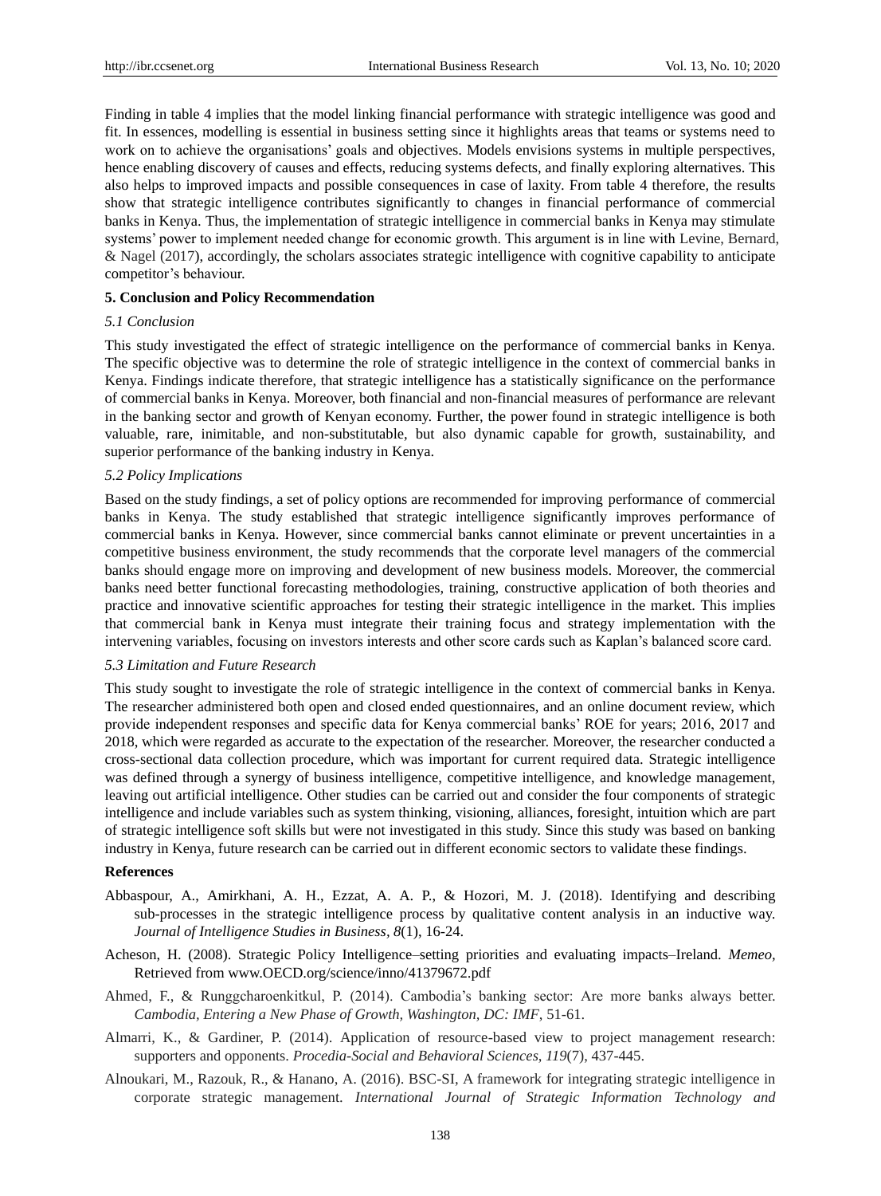Finding in table 4 implies that the model linking financial performance with strategic intelligence was good and fit. In essences, modelling is essential in business setting since it highlights areas that teams or systems need to work on to achieve the organisations' goals and objectives. Models envisions systems in multiple perspectives, hence enabling discovery of causes and effects, reducing systems defects, and finally exploring alternatives. This also helps to improved impacts and possible consequences in case of laxity. From table 4 therefore, the results show that strategic intelligence contributes significantly to changes in financial performance of commercial banks in Kenya. Thus, the implementation of strategic intelligence in commercial banks in Kenya may stimulate systems' power to implement needed change for economic growth. This argument is in line with Levine, Bernard, & Nagel (2017), accordingly, the scholars associates strategic intelligence with cognitive capability to anticipate competitor's behaviour.

## 5. Conclusion and Policy Recommendation

### *5.1 Conclusion*

This study investigated the effect of strategic intelligence on the performance of commercial banks in Kenya. The specific objective was to determine the role of strategic intelligence in the context of commercial banks in Kenya. Findings indicate therefore, that strategic intelligence has a statistically significance on the performance of commercial banks in Kenya. Moreover, both financial and non-financial measures of performance are relevant in the banking sector and growth of Kenyan economy. Further, the power found in strategic intelligence is both valuable, rare, inimitable, and non-substitutable, but also dynamic capable for growth, sustainability, and superior performance of the banking industry in Kenya.

### *5.2 Policy Implications*

Based on the study findings, a set of policy options are recommended for improving performance of commercial banks in Kenya. The study established that strategic intelligence significantly improves performance of commercial banks in Kenya. However, since commercial banks cannot eliminate or prevent uncertainties in a competitive business environment, the study recommends that the corporate level managers of the commercial banks should engage more on improving and development of new business models. Moreover, the commercial banks need better functional forecasting methodologies, training, constructive application of both theories and practice and innovative scientific approaches for testing their strategic intelligence in the market. This implies that commercial bank in Kenya must integrate their training focus and strategy implementation with the intervening variables, focusing on investors interests and other score cards such as Kaplan's balanced score card.

### *5.3 Limitation and Future Research*

This study sought to investigate the role of strategic intelligence in the context of commercial banks in Kenya. The researcher administered both open and closed ended questionnaires, and an online document review, which provide independent responses and specific data for Kenya commercial banks' ROE for years; 2016, 2017 and 2018, which were regarded as accurate to the expectation of the researcher. Moreover, the researcher conducted a cross-sectional data collection procedure, which was important for current required data. Strategic intelligence was defined through a synergy of business intelligence, competitive intelligence, and knowledge management, leaving out artificial intelligence. Other studies can be carried out and consider the four components of strategic intelligence and include variables such as system thinking, visioning, alliances, foresight, intuition which are part of strategic intelligence soft skills but were not investigated in this study. Since this study was based on banking industry in Kenya, future research can be carried out in different economic sectors to validate these findings.

## References

Abbaspour, A., Amirkhani, A. H., Ezzat, A. A. P., & Hozori, M. J. (2018). Identifying and describing sub-processes in the strategic intelligence process by qualitative content analysis in an inductive way. *Journal of Intelligence Studies in Business*, *8*(1), 16-24.

Acheson, H. (2008). Strategic Policy Intelligence–setting priorities and evaluating impacts–Ireland. *Memeo*, Retrieved from www.OECD.org/science/inno/41379672.pdf

Ahmed, F., & Runggcharoenkitkul, P. (2014). Cambodia's banking sector: Are more banks always better. *Cambodia, Entering a New Phase of Growth, Washington, DC: IMF*, 51-61.

Almarri, K., & Gardiner, P. (2014). Application of resource-based view to project management research: supporters and opponents. *Procedia-Social and Behavioral Sciences, 119*(7), 437-445.

Alnoukari, M., Razouk, R., & Hanano, A. (2016). BSC-SI, A framework for integrating strategic intelligence in corporate strategic management. *International Journal of Strategic Information Technology and*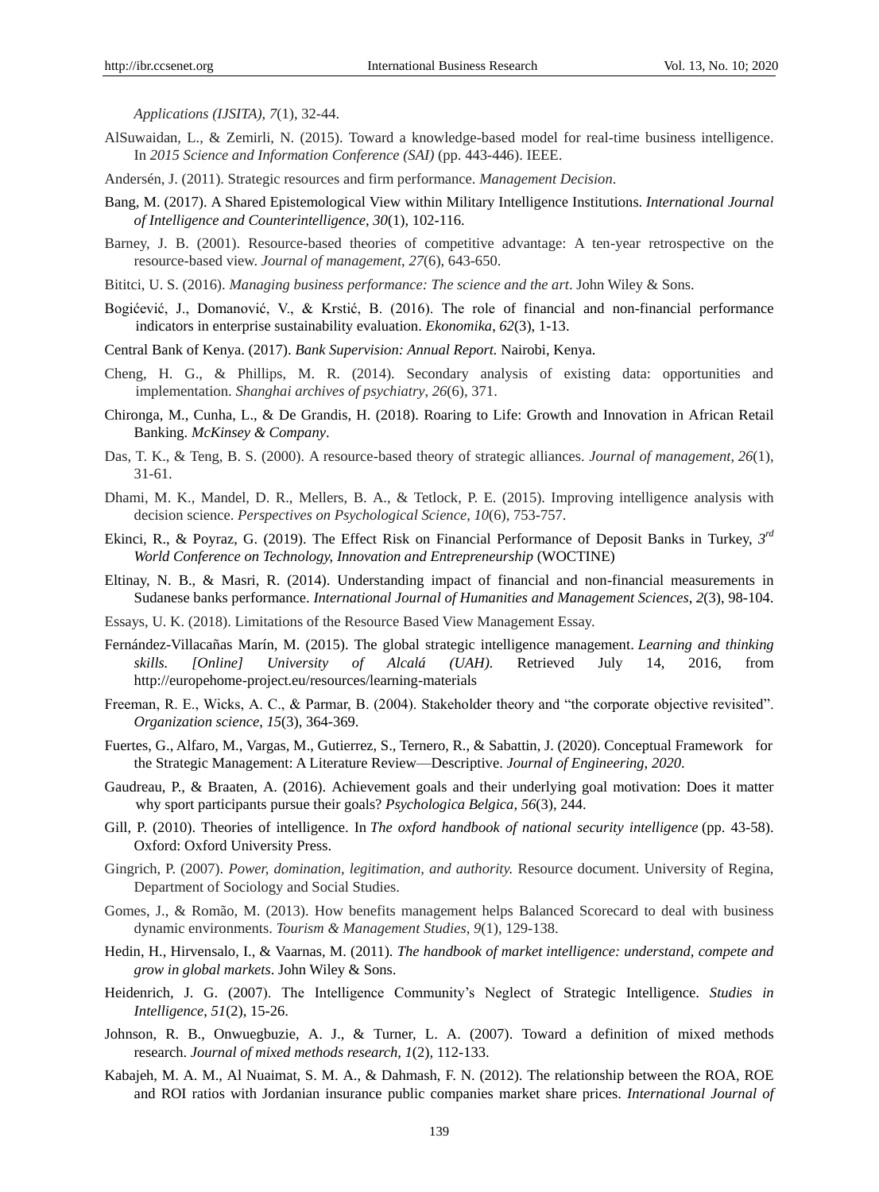*Applications (IJSITA)*, *7*(1), 32-44.

AlSuwaidan, L., & Zemirli, N. (2015). Toward a knowledge-based model for real-time business intelligence. In *2015 Science and Information Conference (SAI)* (pp. 443-446). IEEE.

Andersén, J. (2011). Strategic resources and firm performance. *Management Decision*.

Bang, M. (2017). A Shared Epistemological View within Military Intelligence Institutions. *International Journal of Intelligence and Counterintelligence*, *30*(1), 102-116.

Barney, J. B. (2001). Resource-based theories of competitive advantage: A ten-year retrospective on the resource-based view. *Journal of management*, *27*(6), 643-650.

Bititci, U. S. (2016). *Managing business performance: The science and the art*. John Wiley & Sons.

Bogićević, J., Domanović, V., & Krstić, B. (2016). The role of financial and non-financial performance indicators in enterprise sustainability evaluation. *Ekonomika*, *62*(3), 1-13.

Central Bank of Kenya. (2017). *Bank Supervision: Annual Report.* Nairobi, Kenya.

Cheng, H. G., & Phillips, M. R. (2014). Secondary analysis of existing data: opportunities and implementation. *Shanghai archives of psychiatry*, *26*(6), 371.

Chironga, M., Cunha, L., & De Grandis, H. (2018). Roaring to Life: Growth and Innovation in African Retail Banking. *McKinsey & Company*.

Das, T. K., & Teng, B. S. (2000). A resource-based theory of strategic alliances. *Journal of management*, *26*(1), 31-61.

Dhami, M. K., Mandel, D. R., Mellers, B. A., & Tetlock, P. E. (2015). Improving intelligence analysis with decision science. *Perspectives on Psychological Science*, *10*(6), 753-757.

Ekinci, R., & Poyraz, G. (2019). The Effect Risk on Financial Performance of Deposit Banks in Turkey, *3rd World Conference on Technology, Innovation and Entrepreneurship* (WOCTINE)

Eltinay, N. B., & Masri, R. (2014). Understanding impact of financial and non-financial measurements in Sudanese banks performance. *International Journal of Humanities and Management Sciences*, *2*(3), 98-104.

Essays, U. K. (2018). Limitations of the Resource Based View Management Essay.

Fernández-Villacañas Marín, M. (2015). The global strategic intelligence management. *Learning and thinking skills. [Online] University of Alcalá (UAH).* Retrieved July 14, 2016, from http://europehome-project.eu/resources/learning-materials

Freeman, R. E., Wicks, A. C., & Parmar, B. (2004). Stakeholder theory and "the corporate objective revisited". *Organization science*, *15*(3), 364-369.

Fuertes, G., Alfaro, M., Vargas, M., Gutierrez, S., Ternero, R., & Sabattin, J. (2020). Conceptual Framework for the Strategic Management: A Literature Review—Descriptive. *Journal of Engineering*, *2020*.

Gaudreau, P., & Braaten, A. (2016). Achievement goals and their underlying goal motivation: Does it matter why sport participants pursue their goals? *Psychologica Belgica*, *56*(3), 244.

Gill, P. (2010). Theories of intelligence. In *The oxford handbook of national security intelligence* (pp. 43-58). Oxford: Oxford University Press.

Gingrich, P. (2007). *Power, domination, legitimation, and authority.* Resource document. University of Regina, Department of Sociology and Social Studies.

Gomes, J., & Romão, M. (2013). How benefits management helps Balanced Scorecard to deal with business dynamic environments. *Tourism & Management Studies*, *9*(1), 129-138.

Hedin, H., Hirvensalo, I., & Vaarnas, M. (2011). *The handbook of market intelligence: understand, compete and grow in global markets*. John Wiley & Sons.

Heidenrich, J. G. (2007). The Intelligence Community's Neglect of Strategic Intelligence. *Studies in Intelligence*, *51*(2), 15-26.

Johnson, R. B., Onwuegbuzie, A. J., & Turner, L. A. (2007). Toward a definition of mixed methods research. *Journal of mixed methods research*, *1*(2), 112-133.

Kabajeh, M. A. M., Al Nuaimat, S. M. A., & Dahmash, F. N. (2012). The relationship between the ROA, ROE and ROI ratios with Jordanian insurance public companies market share prices. *International Journal of*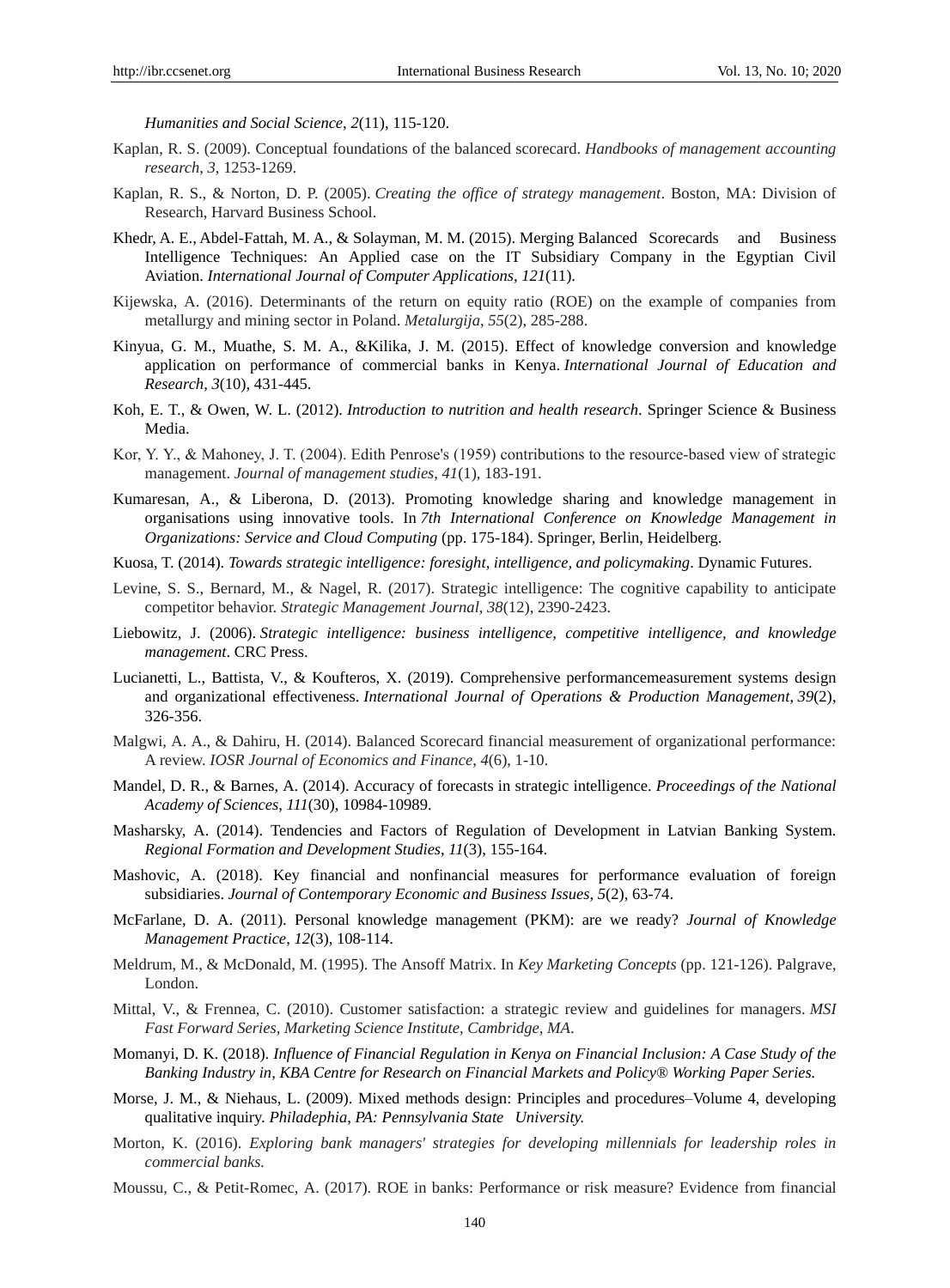*Humanities and Social Science*, *2*(11), 115-120.

Kaplan, R. S. (2009). Conceptual foundations of the balanced scorecard. *Handbooks of management accounting research*, *3*, 1253-1269.

Kaplan, R. S., & Norton, D. P. (2005). *Creating the office of strategy management*. Boston, MA: Division of Research, Harvard Business School.

Khedr, A. E., Abdel-Fattah, M. A., & Solayman, M. M. (2015). Merging Balanced Scorecards and Business Intelligence Techniques: An Applied case on the IT Subsidiary Company in the Egyptian Civil Aviation. *International Journal of Computer Applications*, *121*(11).

Kijewska, A. (2016). Determinants of the return on equity ratio (ROE) on the example of companies from metallurgy and mining sector in Poland. *Metalurgija*, *55*(2), 285-288.

Kinyua, G. M., Muathe, S. M. A., &Kilika, J. M. (2015). Effect of knowledge conversion and knowledge application on performance of commercial banks in Kenya. *International Journal of Education and Research*, *3*(10), 431-445.

Koh, E. T., & Owen, W. L. (2012). *Introduction to nutrition and health research*. Springer Science & Business Media.

Kor, Y. Y., & Mahoney, J. T. (2004). Edith Penrose's (1959) contributions to the resource-based view of strategic management. *Journal of management studies*, *41*(1), 183-191.

Kumaresan, A., & Liberona, D. (2013). Promoting knowledge sharing and knowledge management in organisations using innovative tools. In *7th International Conference on Knowledge Management in Organizations: Service and Cloud Computing* (pp. 175-184). Springer, Berlin, Heidelberg.

Kuosa, T. (2014). *Towards strategic intelligence: foresight, intelligence, and policymaking*. Dynamic Futures.

Levine, S. S., Bernard, M., & Nagel, R. (2017). Strategic intelligence: The cognitive capability to anticipate competitor behavior. *Strategic Management Journal*, *38*(12), 2390-2423.

Liebowitz, J. (2006). *Strategic intelligence: business intelligence, competitive intelligence, and knowledge management*. CRC Press.

Lucianetti, L., Battista, V., & Koufteros, X. (2019). Comprehensive performancemeasurement systems design and organizational effectiveness. *International Journal of Operations & Production Management*, *39*(2), 326-356.

Malgwi, A. A., & Dahiru, H. (2014). Balanced Scorecard financial measurement of organizational performance: A review. *IOSR Journal of Economics and Finance*, *4*(6), 1-10.

Mandel, D. R., & Barnes, A. (2014). Accuracy of forecasts in strategic intelligence. *Proceedings of the National Academy of Sciences*, *111*(30), 10984-10989.

Masharsky, A. (2014). Tendencies and Factors of Regulation of Development in Latvian Banking System. *Regional Formation and Development Studies*, *11*(3), 155-164.

Mashovic, A. (2018). Key financial and nonfinancial measures for performance evaluation of foreign subsidiaries. *Journal of Contemporary Economic and Business Issues*, *5*(2), 63-74.

McFarlane, D. A. (2011). Personal knowledge management (PKM): are we ready? *Journal of Knowledge Management Practice*, *12*(3), 108-114.

Meldrum, M., & McDonald, M. (1995). The Ansoff Matrix. In *Key Marketing Concepts* (pp. 121-126). Palgrave, London.

Mittal, V., & Frennea, C. (2010). Customer satisfaction: a strategic review and guidelines for managers. *MSI Fast Forward Series, Marketing Science Institute, Cambridge, MA*.

Momanyi, D. K. (2018). *Influence of Financial Regulation in Kenya on Financial Inclusion: A Case Study of the Banking Industry in, KBA Centre for Research on Financial Markets and Policy® Working Paper Series.*

Morse, J. M., & Niehaus, L. (2009). Mixed methods design: Principles and procedures–Volume 4, developing qualitative inquiry. *Philadephia, PA: Pennsylvania State University.*

Morton, K. (2016). *Exploring bank managers' strategies for developing millennials for leadership roles in commercial banks.*

Moussu, C., & Petit-Romec, A. (2017). ROE in banks: Performance or risk measure? Evidence from financial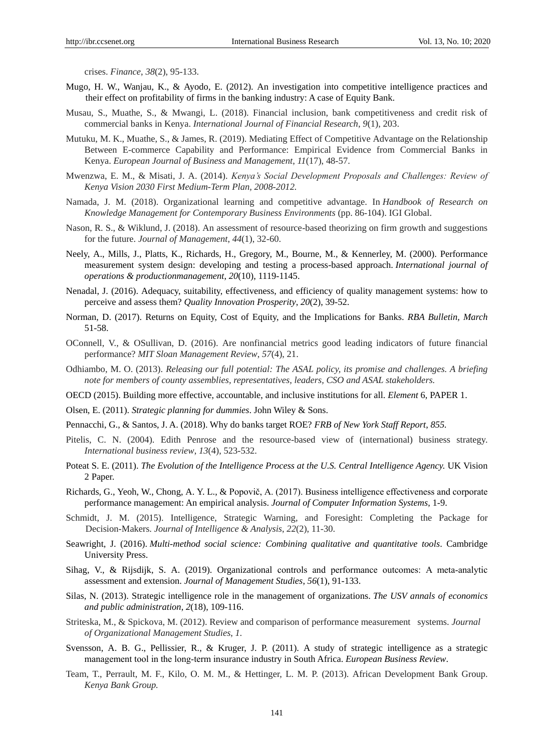crises. *Finance*, *38*(2), 95-133.

Mugo, H. W., Wanjau, K., & Ayodo, E. (2012). An investigation into competitive intelligence practices and their effect on profitability of firms in the banking industry: A case of Equity Bank.

Musau, S., Muathe, S., & Mwangi, L. (2018). Financial inclusion, bank competitiveness and credit risk of commercial banks in Kenya. *International Journal of Financial Research*, *9*(1), 203.

Mutuku, M. K., Muathe, S., & James, R. (2019). Mediating Effect of Competitive Advantage on the Relationship Between E-commerce Capability and Performance: Empirical Evidence from Commercial Banks in Kenya. *European Journal of Business and Management*, *11*(17), 48-57.

Mwenzwa, E. M., & Misati, J. A. (2014). *Kenya's Social Development Proposals and Challenges: Review of Kenya Vision 2030 First Medium-Term Plan, 2008-2012.*

Namada, J. M. (2018). Organizational learning and competitive advantage. In *Handbook of Research on Knowledge Management for Contemporary Business Environments* (pp. 86-104). IGI Global.

Nason, R. S., & Wiklund, J. (2018). An assessment of resource-based theorizing on firm growth and suggestions for the future. *Journal of Management*, *44*(1), 32-60.

Neely, A., Mills, J., Platts, K., Richards, H., Gregory, M., Bourne, M., & Kennerley, M. (2000). Performance measurement system design: developing and testing a process-based approach. *International journal of operations & productionmanagement*, *20*(10), 1119-1145.

Nenadal, J. (2016). Adequacy, suitability, effectiveness, and efficiency of quality management systems: how to perceive and assess them? *Quality Innovation Prosperity*, *20*(2), 39-52.

Norman, D. (2017). Returns on Equity, Cost of Equity, and the Implications for Banks. *RBA Bulletin, March* 51-58.

OConnell, V., & OSullivan, D. (2016). Are nonfinancial metrics good leading indicators of future financial performance? *MIT Sloan Management Review*, *57*(4), 21.

Odhiambo, M. O. (2013). *Releasing our full potential: The ASAL policy, its promise and challenges. A briefing note for members of county assemblies, representatives, leaders, CSO and ASAL stakeholders.*

OECD (2015). Building more effective, accountable, and inclusive institutions for all. *Element* 6, PAPER 1.

Olsen, E. (2011). *Strategic planning for dummies*. John Wiley & Sons.

Pennacchi, G., & Santos, J. A. (2018). Why do banks target ROE? *FRB of New York Staff Report*, *855.*

Pitelis, C. N. (2004). Edith Penrose and the resource-based view of (international) business strategy. *International business review*, *13*(4), 523-532.

Poteat S. E. (2011). *The Evolution of the Intelligence Process at the U.S. Central Intelligence Agency.* UK Vision 2 Paper.

Richards, G., Yeoh, W., Chong, A. Y. L., & Popovič, A. (2017). Business intelligence effectiveness and corporate performance management: An empirical analysis. *Journal of Computer Information Systems*, 1-9.

Schmidt, J. M. (2015). Intelligence, Strategic Warning, and Foresight: Completing the Package for Decision-Makers. *Journal of Intelligence & Analysis*, *22*(2), 11-30.

Seawright, J. (2016). *Multi-method social science: Combining qualitative and quantitative tools*. Cambridge University Press.

Sihag, V., & Rijsdijk, S. A. (2019). Organizational controls and performance outcomes: A meta-analytic assessment and extension. *Journal of Management Studies*, *56*(1), 91-133.

Silas, N. (2013). Strategic intelligence role in the management of organizations. *The USV annals of economics and public administration*, *2*(18), 109-116.

Striteska, M., & Spickova, M. (2012). Review and comparison of performance measurement systems. *Journal of Organizational Management Studies*, *1*.

Svensson, A. B. G., Pellissier, R., & Kruger, J. P. (2011). A study of strategic intelligence as a strategic management tool in the long-term insurance industry in South Africa. *European Business Review*.

Team, T., Perrault, M. F., Kilo, O. M. M., & Hettinger, L. M. P. (2013). African Development Bank Group. *Kenya Bank Group.*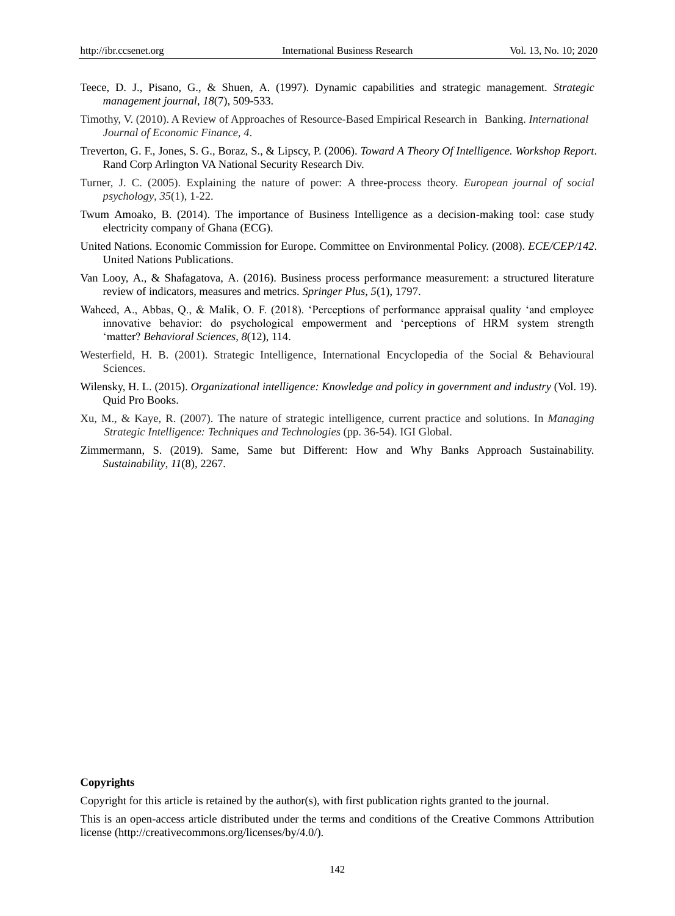Teece, D. J., Pisano, G., & Shuen, A. (1997). Dynamic capabilities and strategic management. *Strategic management journal*, *18*(7), 509-533.

Timothy, V. (2010). A Review of Approaches of Resource-Based Empirical Research in Banking. *International Journal of Economic Finance*, *4*.

Treverton, G. F., Jones, S. G., Boraz, S., & Lipscy, P. (2006). *Toward A Theory Of Intelligence. Workshop Report*. Rand Corp Arlington VA National Security Research Div.

Turner, J. C. (2005). Explaining the nature of power: A three-process theory. *European journal of social psychology*, *35*(1), 1-22.

Twum Amoako, B. (2014). The importance of Business Intelligence as a decision-making tool: case study electricity company of Ghana (ECG).

United Nations. Economic Commission for Europe. Committee on Environmental Policy. (2008). *ECE/CEP/142*. United Nations Publications.

Van Looy, A., & Shafagatova, A. (2016). Business process performance measurement: a structured literature review of indicators, measures and metrics. *Springer Plus*, *5*(1), 1797.

Waheed, A., Abbas, Q., & Malik, O. F. (2018). 'Perceptions of performance appraisal quality 'and employee innovative behavior: do psychological empowerment and 'perceptions of HRM system strength 'matter? *Behavioral Sciences*, *8*(12), 114.

Westerfield, H. B. (2001). Strategic Intelligence, International Encyclopedia of the Social & Behavioural Sciences.

Wilensky, H. L. (2015). *Organizational intelligence: Knowledge and policy in government and industry* (Vol. 19). Quid Pro Books.

Xu, M., & Kaye, R. (2007). The nature of strategic intelligence, current practice and solutions. In *Managing Strategic Intelligence: Techniques and Technologies* (pp. 36-54). IGI Global.

Zimmermann, S. (2019). Same, Same but Different: How and Why Banks Approach Sustainability. *Sustainability*, *11*(8), 2267.

**Copyrights**

Copyright for this article is retained by the author(s), with first publication rights granted to the journal.

This is an open-access article distributed under the terms and conditions of the Creative Commons Attribution license (http://creativecommons.org/licenses/by/4.0/).